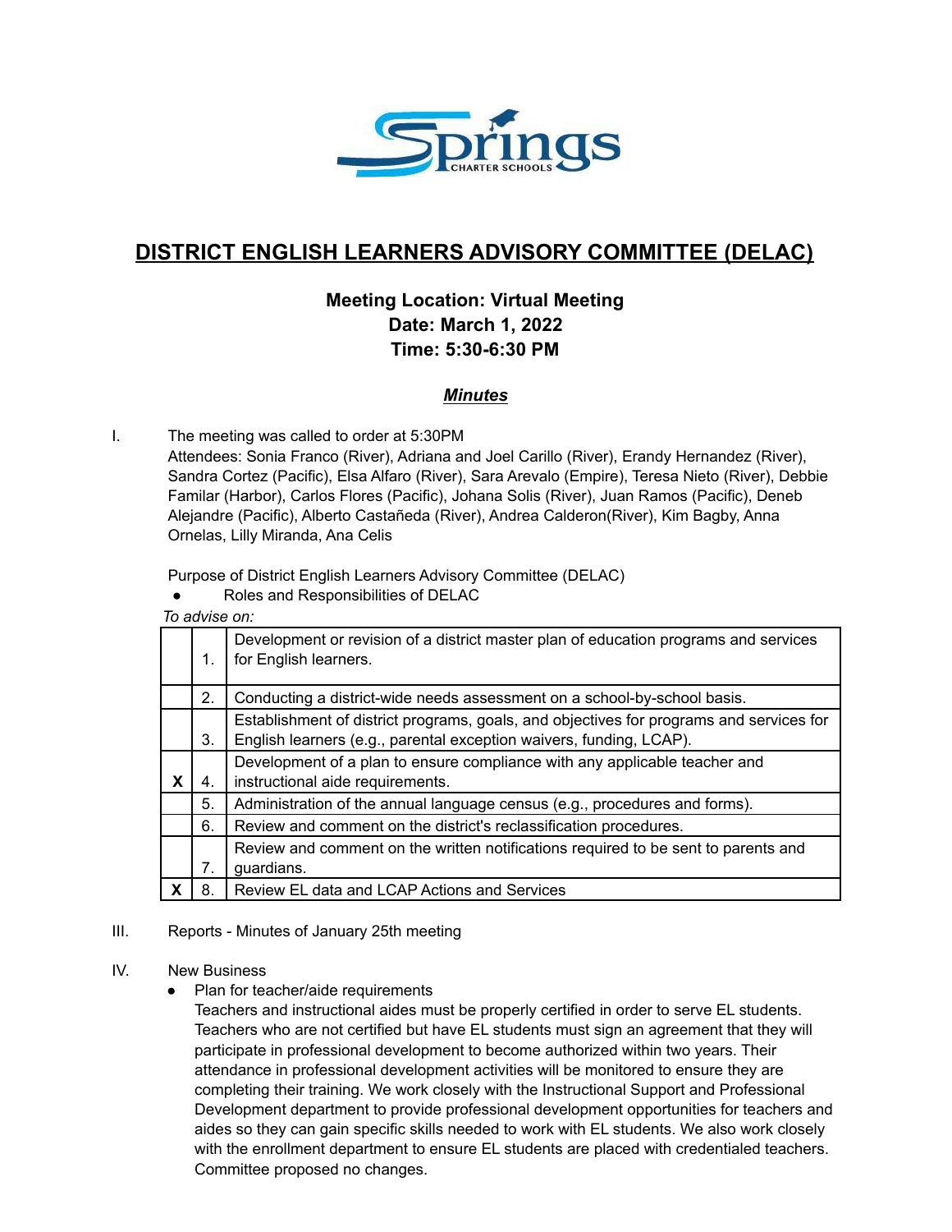# DISTRICT ENGLISH LEARNERS ADVISORY COMMITTEE (DELAC)

### Meeting Location: Virtual Meeting
### Date: March 1, 2022
### Time: 5:30-6:30 PM

***Minutes***

I. The meeting was called to order at 5:30PM

Attendees: Sonia Franco (River), Adriana and Joel Carillo (River), Erandy Hernandez (River), Sandra Cortez (Pacific), Elsa Alfaro (River), Sara Arevalo (Empire), Teresa Nieto (River), Debbie Familar (Harbor), Carlos Flores (Pacific), Johana Solis (River), Juan Ramos (Pacific), Deneb Alejandre (Pacific), Alberto Castañeda (River), Andrea Calderon(River), Kim Bagby, Anna Ornelas, Lilly Miranda, Ana Celis

Purpose of District English Learners Advisory Committee (DELAC)

- Roles and Responsibilities of DELAC

*To advise on:*

| | | |
|---|---|---|
| | 1. | Development or revision of a district master plan of education programs and services for English learners. |
| | 2. | Conducting a district-wide needs assessment on a school-by-school basis. |
| | 3. | Establishment of district programs, goals, and objectives for programs and services for English learners (e.g., parental exception waivers, funding, LCAP). |
| **X** | 4. | Development of a plan to ensure compliance with any applicable teacher and instructional aide requirements. |
| | 5. | Administration of the annual language census (e.g., procedures and forms). |
| | 6. | Review and comment on the district's reclassification procedures. |
| | 7. | Review and comment on the written notifications required to be sent to parents and guardians. |
| **X** | 8. | Review EL data and LCAP Actions and Services |

III. Reports - Minutes of January 25th meeting

IV. New Business

- Plan for teacher/aide requirements

  Teachers and instructional aides must be properly certified in order to serve EL students. Teachers who are not certified but have EL students must sign an agreement that they will participate in professional development to become authorized within two years. Their attendance in professional development activities will be monitored to ensure they are completing their training. We work closely with the Instructional Support and Professional Development department to provide professional development opportunities for teachers and aides so they can gain specific skills needed to work with EL students. We also work closely with the enrollment department to ensure EL students are placed with credentialed teachers. Committee proposed no changes.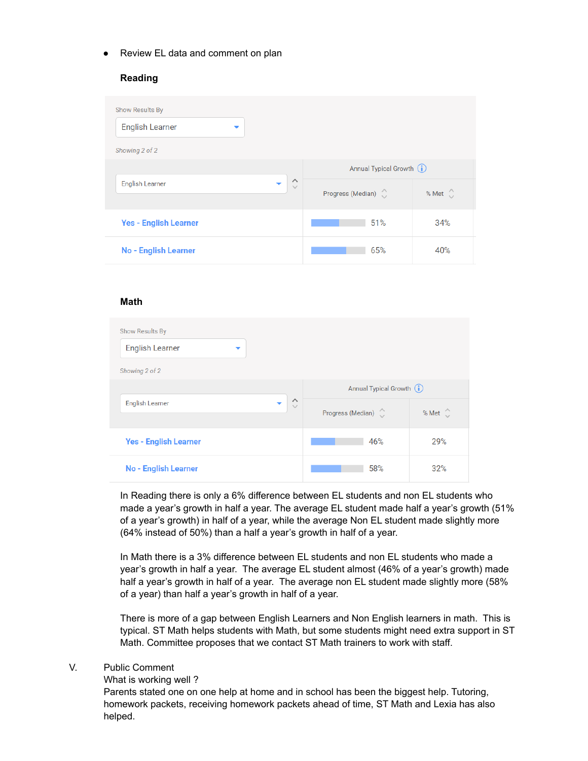- Review EL data and comment on plan

**Reading**

Show Results By: English Learner

*Showing 2 of 2*

| English Learner | Annual Typical Growth | |
|---|---|---|
| | Progress (Median) | % Met |
| Yes - English Learner | 51% | 34% |
| No - English Learner | 65% | 40% |

**Math**

Show Results By: English Learner

*Showing 2 of 2*

| English Learner | Annual Typical Growth | |
|---|---|---|
| | Progress (Median) | % Met |
| Yes - English Learner | 46% | 29% |
| No - English Learner | 58% | 32% |

In Reading there is only a 6% difference between EL students and non EL students who made a year's growth in half a year. The average EL student made half a year's growth (51% of a year's growth) in half of a year, while the average Non EL student made slightly more (64% instead of 50%) than a half a year's growth in half of a year.

In Math there is a 3% difference between EL students and non EL students who made a year's growth in half a year. The average EL student almost (46% of a year's growth) made half a year's growth in half of a year. The average non EL student made slightly more (58% of a year) than half a year's growth in half of a year.

There is more of a gap between English Learners and Non English learners in math. This is typical. ST Math helps students with Math, but some students might need extra support in ST Math. Committee proposes that we contact ST Math trainers to work with staff.

V. Public Comment

What is working well ?

Parents stated one on one help at home and in school has been the biggest help. Tutoring, homework packets, receiving homework packets ahead of time, ST Math and Lexia has also helped.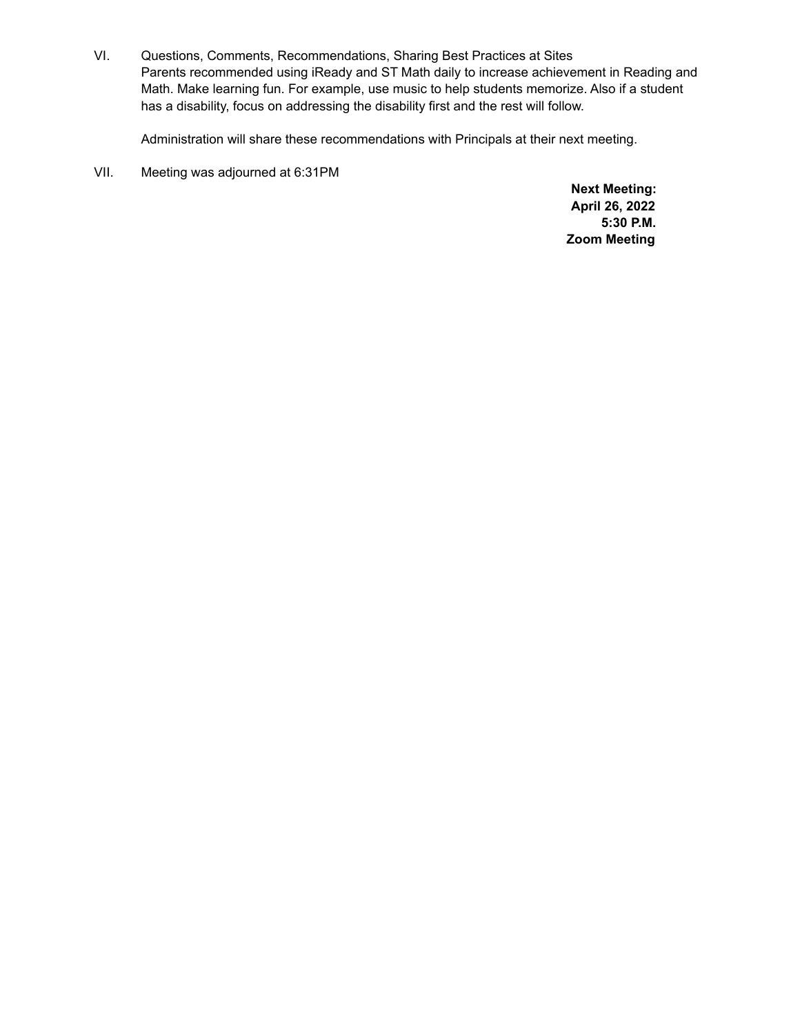VI. Questions, Comments, Recommendations, Sharing Best Practices at Sites

Parents recommended using iReady and ST Math daily to increase achievement in Reading and Math. Make learning fun. For example, use music to help students memorize. Also if a student has a disability, focus on addressing the disability first and the rest will follow.

Administration will share these recommendations with Principals at their next meeting.

VII. Meeting was adjourned at 6:31PM

**Next Meeting:**
**April 26, 2022**
**5:30 P.M.**
**Zoom Meeting**